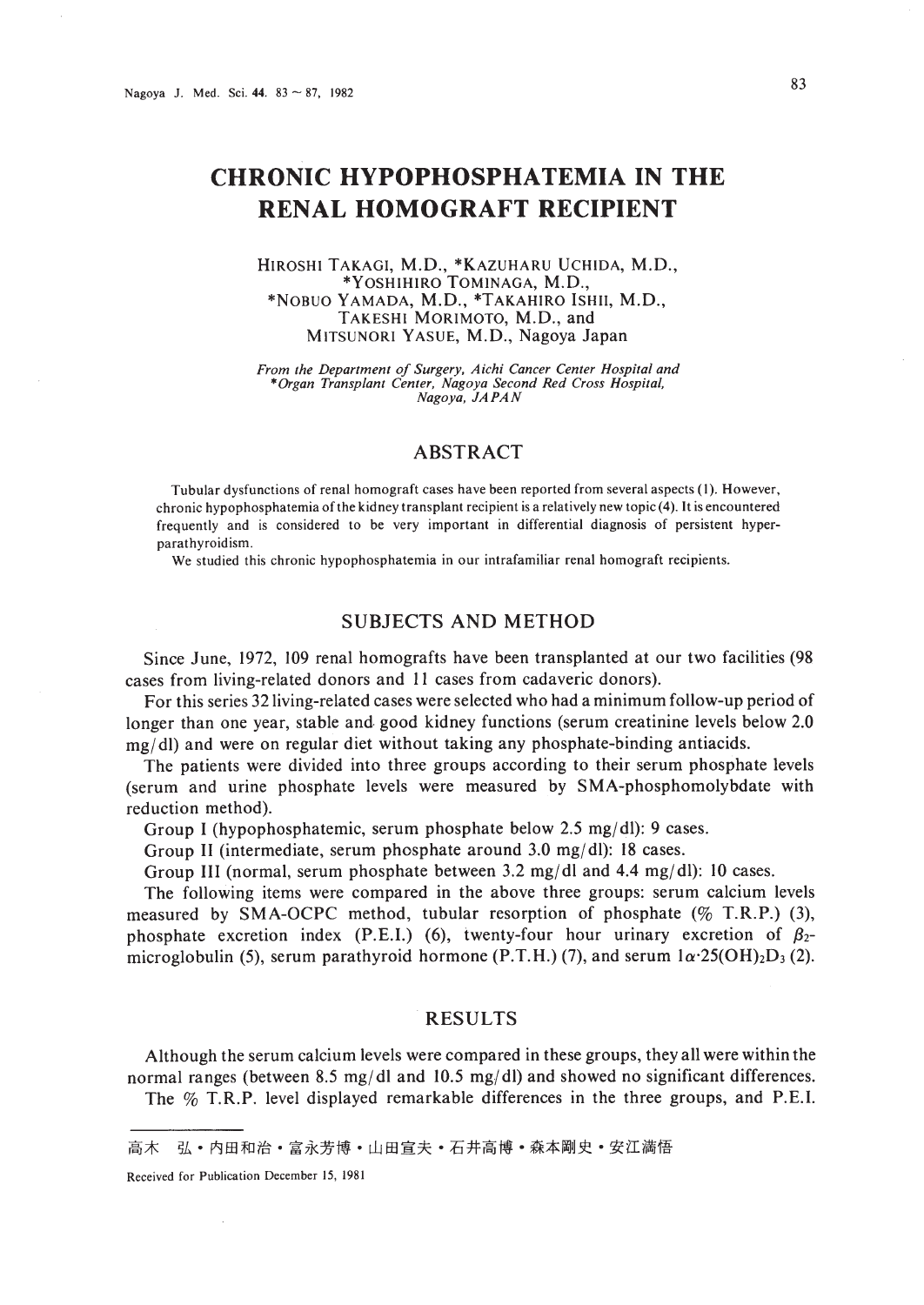# CHRONIC HYPOPHOSPHATEMIA IN THE RENAL HOMOGRAFT RECIPIENT

HIROSHI TAKAGI, M.D., \*KAZUHARU UCHIDA, M.D., \*YOSHIHIRO TOMINAGA, M.D., \*NOBUO YAMADA, M.D., \*TAKAHIRO ISHII, M.D., TAKESHI MORIMOTO, M.D., and MITSUNORI YASUE, M.D., Nagoya Japan

*From the Department of Surgery, Aichi Cancer Center Hospital and \*Organ Transplant Center, Nagoya Second Red Cross Hospital, Nagoya, JAPAN*

## ABSTRACT

Tubular dysfunctions of renal homograft cases have been reported from several aspects (1). However, chronic hypophosphatemia of the kidney transplant recipient is a relatively new topic (4). It is encountered frequently and is considered to be very important in differential diagnosis of persistent hyperparathyroidism.

We studied this chronic hypophosphatemia in our intrafamiliar renal homograft recipients.

## SUBJECTS AND METHOD

Since June, 1972, 109 renal homografts have been transplanted at our two facilities (98 cases from living-related donors and 11 cases from cadaveric donors).

For this series 32 living-related cases were selected who had a minimum follow-up period of longer than one year, stable and good kidney functions (serum creatinine levels below 2.0 mg/dl) and were on regular diet without taking any phosphate-binding antiacids.

The patients were divided into three groups according to their serum phosphate levels (serum and urine phosphate levels were measured by SMA-phosphomolybdate with reduction method).

Group I (hypophosphatemic, serum phosphate below 2.5 mg/dl): 9 cases.

Group II (intermediate, serum phosphate around 3.0 mg/dl): 18 cases.

Group III (normal, serum phosphate between 3.2 mg/dl and 4.4 mg/dl): 10 cases.

The following items were compared in the above three groups: serum calcium levels measured by SMA-OCPC method, tubular resorption of phosphate (% T.R.P.) (3), phosphate excretion index (P.E.I.) (6), twenty-four hour urinary excretion of $\beta_2$-microglobulin (5), serum parathyroid hormone (P.T.H.) (7), and serum $1\alpha\cdot25(OH)_2D_3$ (2).

## RESULTS

Although the serum calcium levels were compared in these groups, they all were within the normal ranges (between 8.5 mg/dl and 10.5 mg/dl) and showed no significant differences.

The % T.R.P. level displayed remarkable differences in the three groups, and P.E.I.

---

高木　弘・内田和治・富永芳博・山田宣夫・石井高博・森本剛史・安江満悟

Received for Publication December 15, 1981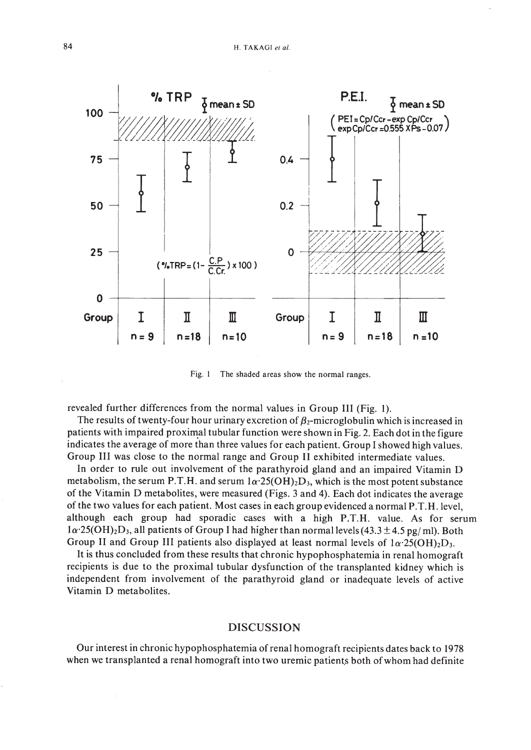Fig. 1 The shaded areas show the normal ranges.

revealed further differences from the normal values in Group III (Fig. 1).

The results of twenty-four hour urinary excretion of $\beta_2$-microglobulin which is increased in patients with impaired proximal tubular function were shown in Fig. 2. Each dot in the figure indicates the average of more than three values for each patient. Group I showed high values. Group III was close to the normal range and Group II exhibited intermediate values.

In order to rule out involvement of the parathyroid gland and an impaired Vitamin D metabolism, the serum P.T.H. and serum $1\alpha \cdot 25(OH)_2D_3$, which is the most potent substance of the Vitamin D metabolites, were measured (Figs. 3 and 4). Each dot indicates the average of the two values for each patient. Most cases in each group evidenced a normal P.T.H. level, although each group had sporadic cases with a high P.T.H. value. As for serum $1\alpha \cdot 25(OH)_2D_3$, all patients of Group I had higher than normal levels ($43.3 \pm 4.5$ pg/ml). Both Group II and Group III patients also displayed at least normal levels of $1\alpha \cdot 25(OH)_2D_3$.

It is thus concluded from these results that chronic hypophosphatemia in renal homograft recipients is due to the proximal tubular dysfunction of the transplanted kidney which is independent from involvement of the parathyroid gland or inadequate levels of active Vitamin D metabolites.

## DISCUSSION

Our interest in chronic hypophosphatemia of renal homograft recipients dates back to 1978 when we transplanted a renal homograft into two uremic patients both of whom had definite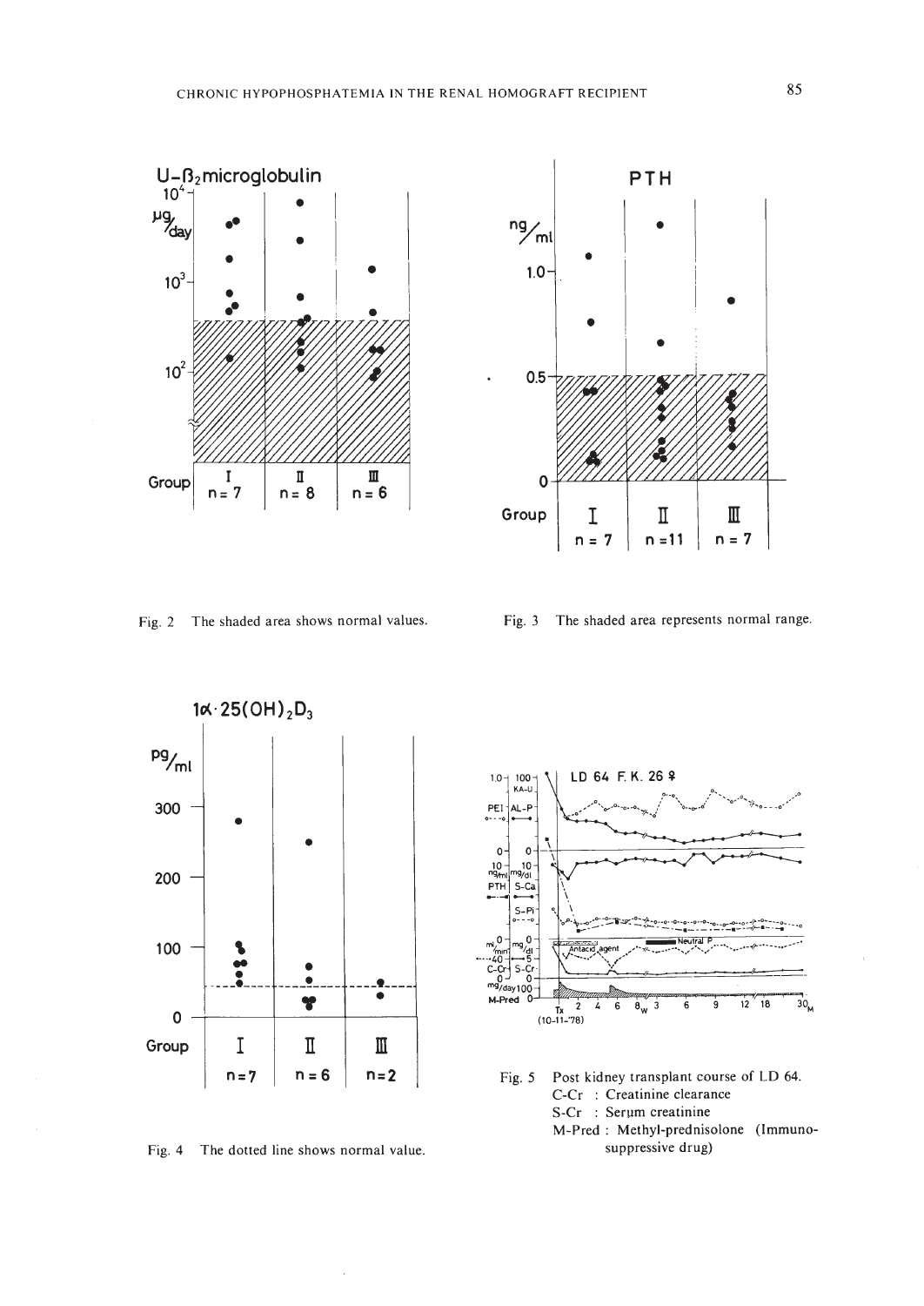Fig. 2 The shaded area shows normal values.

Fig. 3 The shaded area represents normal range.

Fig. 4 The dotted line shows normal value.

Fig. 5 Post kidney transplant course of LD 64.
C-Cr : Creatinine clearance
S-Cr : Serum creatinine
M-Pred : Methyl-prednisolone (Immunosuppressive drug)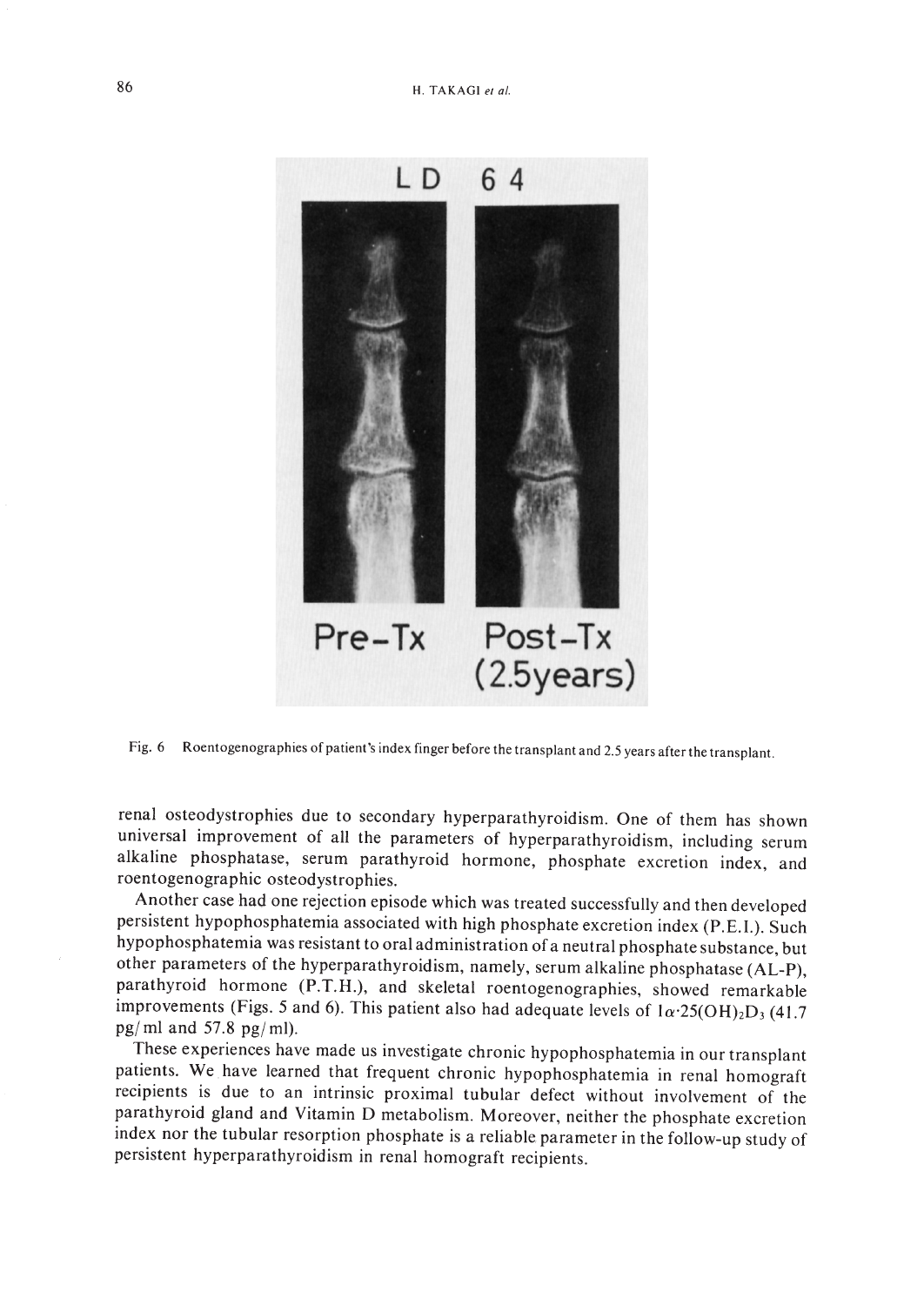Fig. 6 Roentgenographies of patient's index finger before the transplant and 2.5 years after the transplant.

renal osteodystrophies due to secondary hyperparathyroidism. One of them has shown universal improvement of all the parameters of hyperparathyroidism, including serum alkaline phosphatase, serum parathyroid hormone, phosphate excretion index, and roentogenographic osteodystrophies.

Another case had one rejection episode which was treated successfully and then developed persistent hypophosphatemia associated with high phosphate excretion index (P.E.I.). Such hypophosphatemia was resistant to oral administration of a neutral phosphate substance, but other parameters of the hyperparathyroidism, namely, serum alkaline phosphatase (AL-P), parathyroid hormone (P.T.H.), and skeletal roentogenographies, showed remarkable improvements (Figs. 5 and 6). This patient also had adequate levels of $1\alpha \cdot 25(OH)_2D_3$ (41.7 pg/ml and 57.8 pg/ml).

These experiences have made us investigate chronic hypophosphatemia in our transplant patients. We have learned that frequent chronic hypophosphatemia in renal homograft recipients is due to an intrinsic proximal tubular defect without involvement of the parathyroid gland and Vitamin D metabolism. Moreover, neither the phosphate excretion index nor the tubular resorption phosphate is a reliable parameter in the follow-up study of persistent hyperparathyroidism in renal homograft recipients.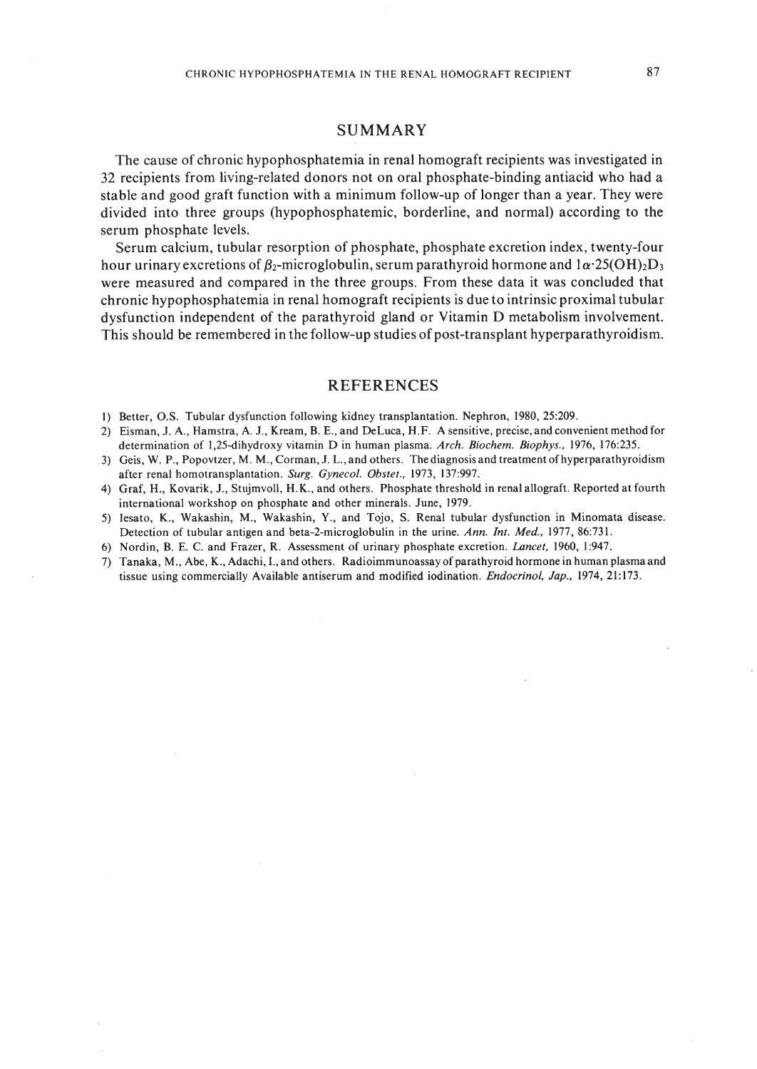## SUMMARY

The cause of chronic hypophosphatemia in renal homograft recipients was investigated in 32 recipients from living-related donors not on oral phosphate-binding antiacid who had a stable and good graft function with a minimum follow-up of longer than a year. They were divided into three groups (hypophosphatemic, borderline, and normal) according to the serum phosphate levels.

Serum calcium, tubular resorption of phosphate, phosphate excretion index, twenty-four hour urinary excretions of $\beta_2$-microglobulin, serum parathyroid hormone and $1\alpha \cdot 25(OH)_2D_3$ were measured and compared in the three groups. From these data it was concluded that chronic hypophosphatemia in renal homograft recipients is due to intrinsic proximal tubular dysfunction independent of the parathyroid gland or Vitamin D metabolism involvement. This should be remembered in the follow-up studies of post-transplant hyperparathyroidism.

## REFERENCES

1) Better, O.S. Tubular dysfunction following kidney transplantation. Nephron, 1980, 25:209.
2) Eisman, J. A., Hamstra, A. J., Kream, B. E., and DeLuca, H.F. A sensitive, precise, and convenient method for determination of 1,25-dihydroxy vitamin D in human plasma. *Arch. Biochem. Biophys.*, 1976, 176:235.
3) Geis, W. P., Popovtzer, M. M., Corman, J. L., and others. The diagnosis and treatment of hyperparathyroidism after renal homotransplantation. *Surg. Gynecol. Obstet.*, 1973, 137:997.
4) Graf, H., Kovarik, J., Stujmvoll, H.K., and others. Phosphate threshold in renal allograft. Reported at fourth international workshop on phosphate and other minerals. June, 1979.
5) Iesato, K., Wakashin, M., Wakashin, Y., and Tojo, S. Renal tubular dysfunction in Minomata disease. Detection of tubular antigen and beta-2-microglobulin in the urine. *Ann. Int. Med.*, 1977, 86:731.
6) Nordin, B. E. C. and Frazer, R. Assessment of urinary phosphate excretion. *Lancet*, 1960, 1:947.
7) Tanaka, M., Abe, K., Adachi, I., and others. Radioimmunoassay of parathyroid hormone in human plasma and tissue using commercially Available antiserum and modified iodination. *Endocrinol, Jap.*, 1974, 21:173.